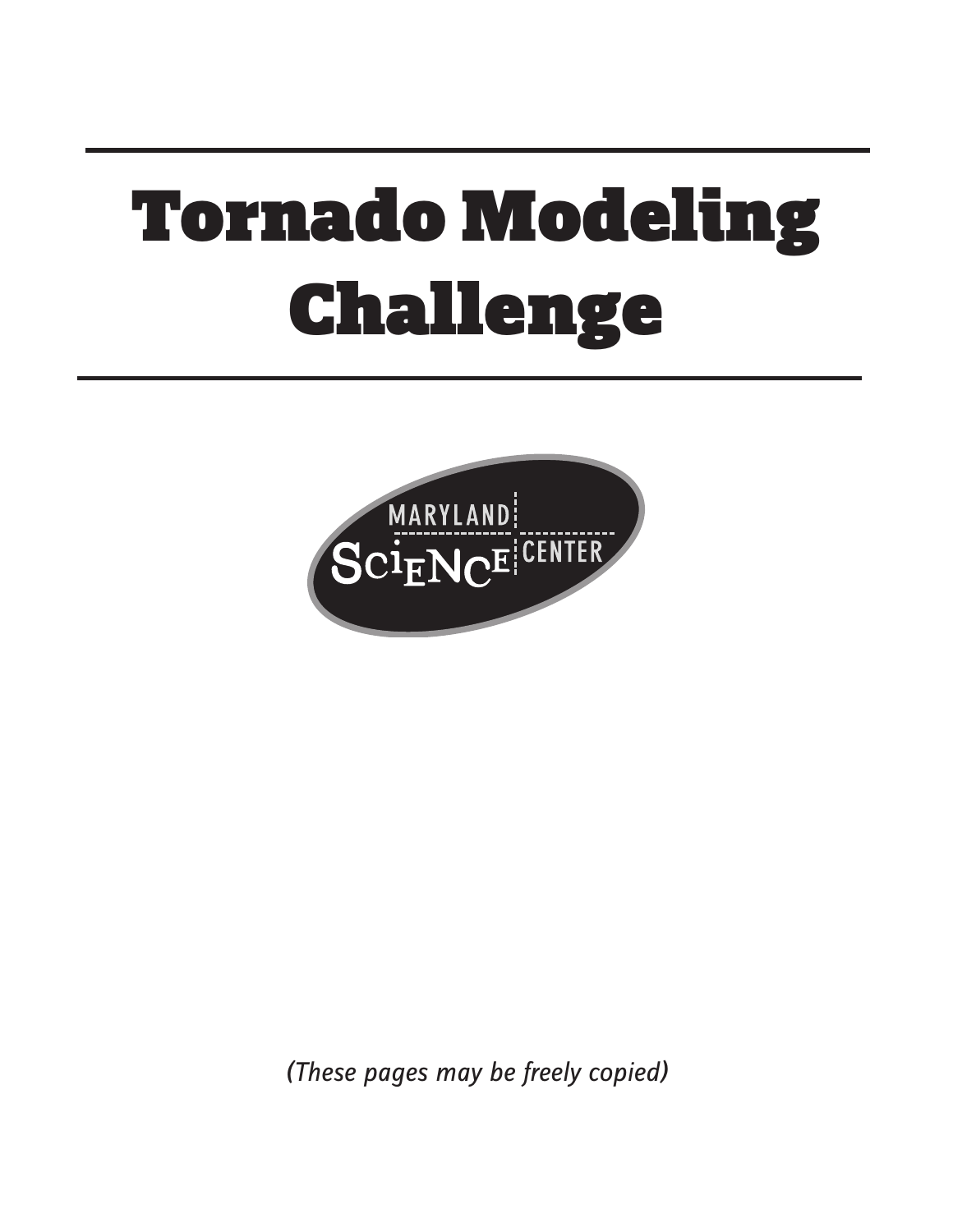# Tornado Modeling Challenge

MARYLAND SCIENCE CENTER

*(These pages may be freely copied)*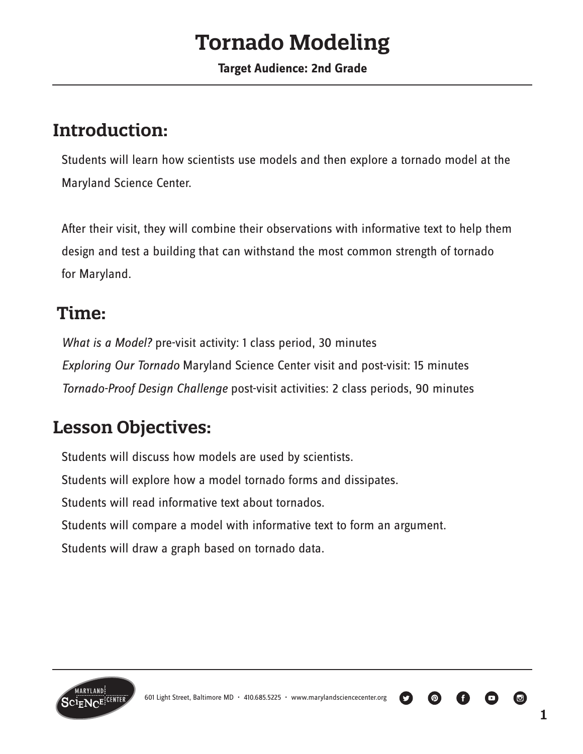# Tornado Modeling

**Target Audience: 2nd Grade**

## Introduction:

Students will learn how scientists use models and then explore a tornado model at the Maryland Science Center.

After their visit, they will combine their observations with informative text to help them design and test a building that can withstand the most common strength of tornado for Maryland.

## Time:

*What is a Model?* pre-visit activity: 1 class period, 30 minutes
*Exploring Our Tornado* Maryland Science Center visit and post-visit: 15 minutes
*Tornado-Proof Design Challenge* post-visit activities: 2 class periods, 90 minutes

## Lesson Objectives:

Students will discuss how models are used by scientists.
Students will explore how a model tornado forms and dissipates.
Students will read informative text about tornados.
Students will compare a model with informative text to form an argument.
Students will draw a graph based on tornado data.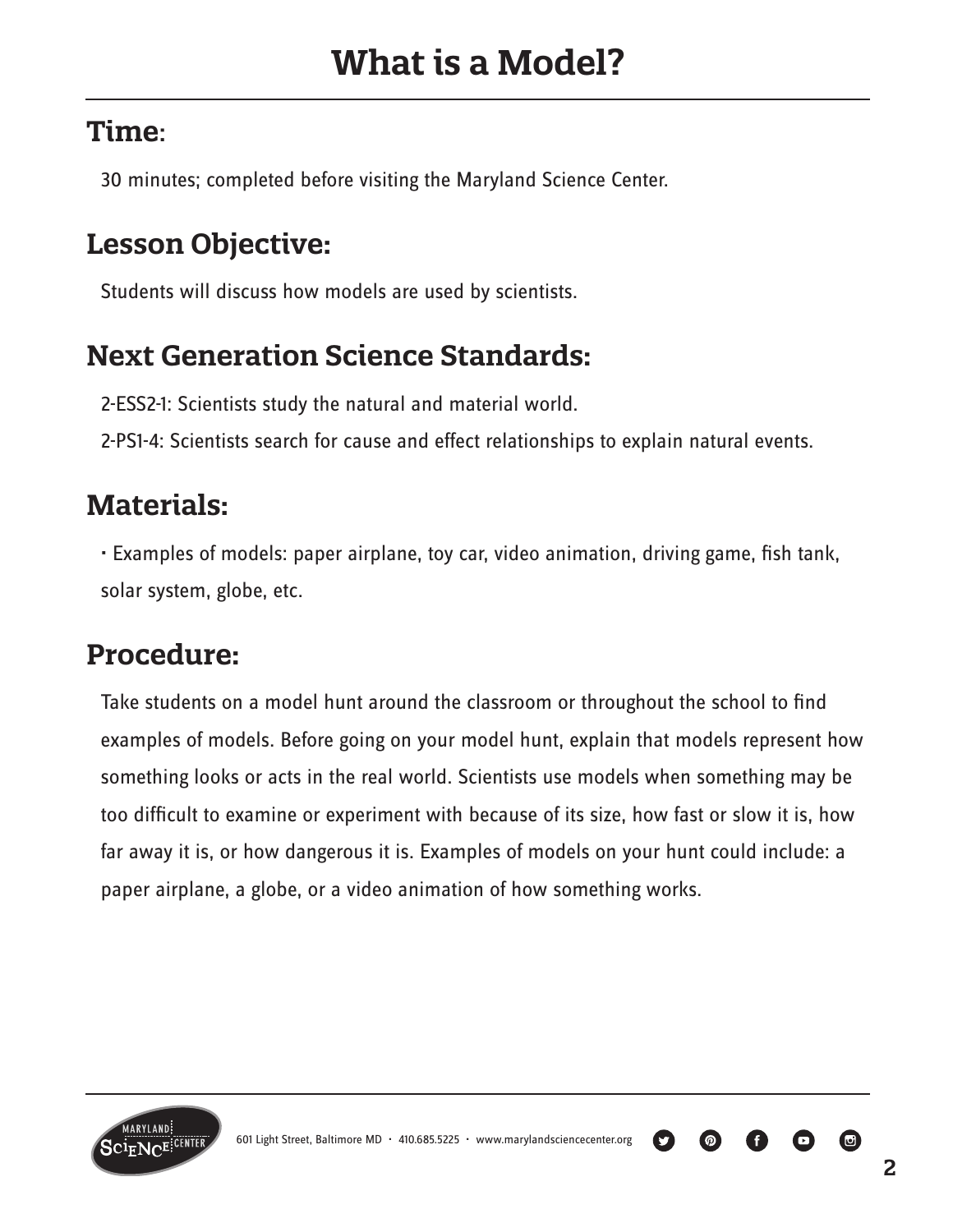# What is a Model?

## Time:

30 minutes; completed before visiting the Maryland Science Center.

## Lesson Objective:

Students will discuss how models are used by scientists.

## Next Generation Science Standards:

2-ESS2-1: Scientists study the natural and material world.

2-PS1-4: Scientists search for cause and effect relationships to explain natural events.

## Materials:

- Examples of models: paper airplane, toy car, video animation, driving game, fish tank, solar system, globe, etc.

## Procedure:

Take students on a model hunt around the classroom or throughout the school to find examples of models. Before going on your model hunt, explain that models represent how something looks or acts in the real world. Scientists use models when something may be too difficult to examine or experiment with because of its size, how fast or slow it is, how far away it is, or how dangerous it is. Examples of models on your hunt could include: a paper airplane, a globe, or a video animation of how something works.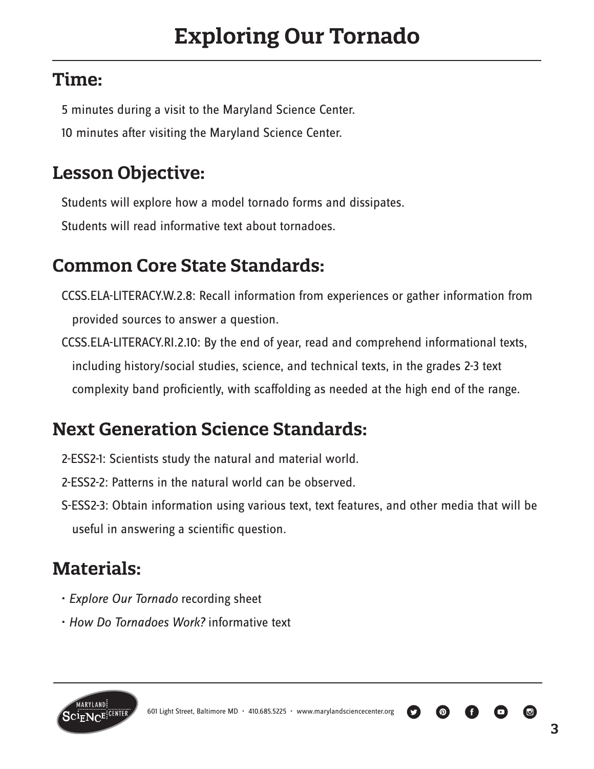# Exploring Our Tornado

## Time:

5 minutes during a visit to the Maryland Science Center.

10 minutes after visiting the Maryland Science Center.

## Lesson Objective:

Students will explore how a model tornado forms and dissipates.

Students will read informative text about tornadoes.

## Common Core State Standards:

CCSS.ELA-LITERACY.W.2.8: Recall information from experiences or gather information from provided sources to answer a question.

CCSS.ELA-LITERACY.RI.2.10: By the end of year, read and comprehend informational texts, including history/social studies, science, and technical texts, in the grades 2-3 text complexity band proficiently, with scaffolding as needed at the high end of the range.

## Next Generation Science Standards:

2-ESS2-1: Scientists study the natural and material world.

2-ESS2-2: Patterns in the natural world can be observed.

S-ESS2-3: Obtain information using various text, text features, and other media that will be useful in answering a scientific question.

## Materials:

- *Explore Our Tornado* recording sheet
- *How Do Tornadoes Work?* informative text

601 Light Street, Baltimore MD · 410.685.5225 · www.marylandsciencecenter.org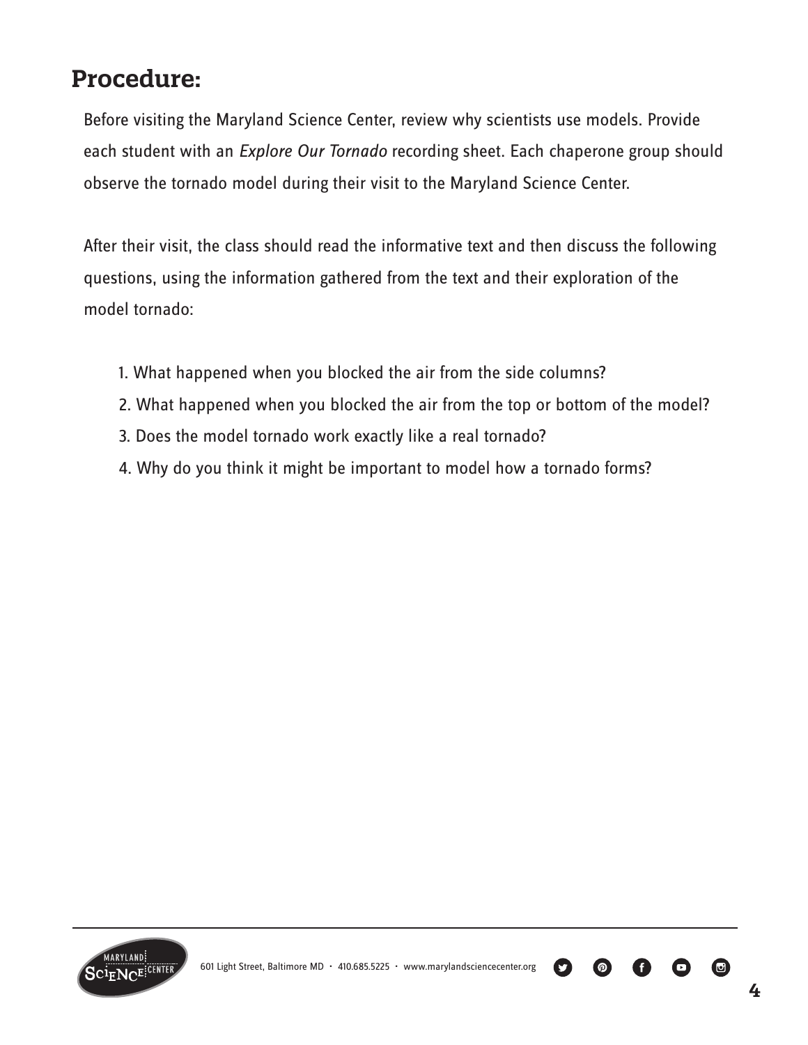## Procedure:

Before visiting the Maryland Science Center, review why scientists use models. Provide each student with an *Explore Our Tornado* recording sheet. Each chaperone group should observe the tornado model during their visit to the Maryland Science Center.

After their visit, the class should read the informative text and then discuss the following questions, using the information gathered from the text and their exploration of the model tornado:

1. What happened when you blocked the air from the side columns?
2. What happened when you blocked the air from the top or bottom of the model?
3. Does the model tornado work exactly like a real tornado?
4. Why do you think it might be important to model how a tornado forms?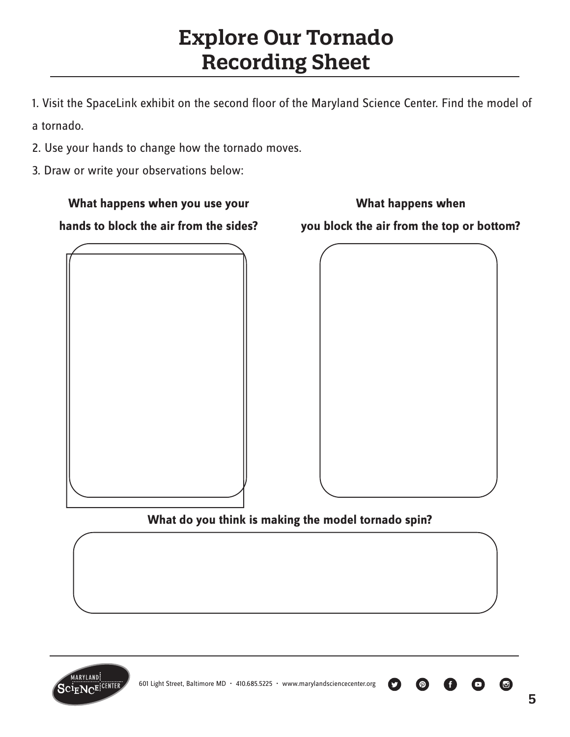# Explore Our Tornado Recording Sheet

1. Visit the SpaceLink exhibit on the second floor of the Maryland Science Center. Find the model of a tornado.
2. Use your hands to change how the tornado moves.
3. Draw or write your observations below:

**What happens when you use your hands to block the air from the sides?**

**What happens when you block the air from the top or bottom?**

**What do you think is making the model tornado spin?**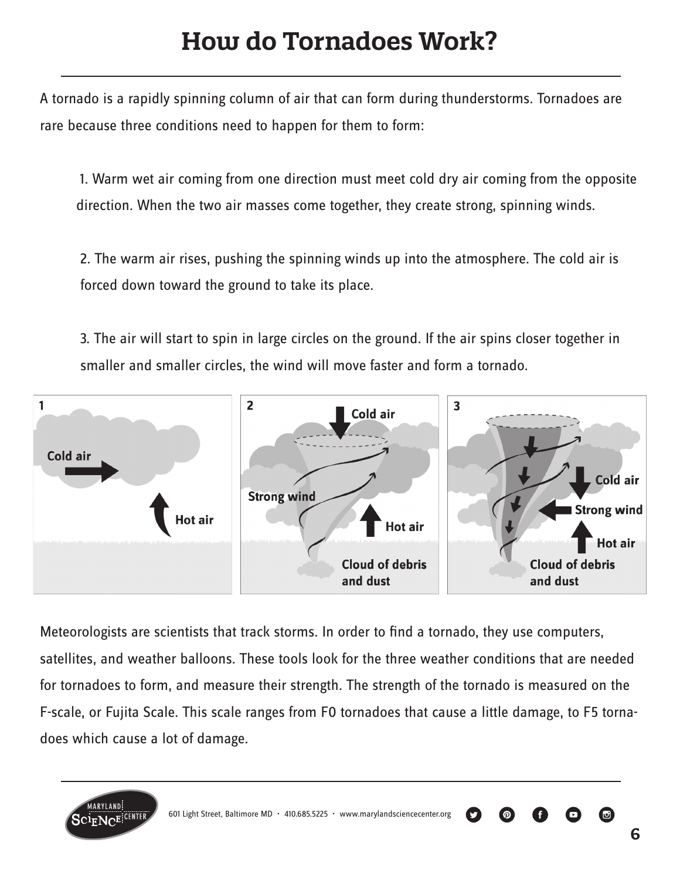# How do Tornadoes Work?

A tornado is a rapidly spinning column of air that can form during thunderstorms. Tornadoes are rare because three conditions need to happen for them to form:

1. Warm wet air coming from one direction must meet cold dry air coming from the opposite direction. When the two air masses come together, they create strong, spinning winds.

2. The warm air rises, pushing the spinning winds up into the atmosphere. The cold air is forced down toward the ground to take its place.

3. The air will start to spin in large circles on the ground. If the air spins closer together in smaller and smaller circles, the wind will move faster and form a tornado.

Meteorologists are scientists that track storms. In order to find a tornado, they use computers, satellites, and weather balloons. These tools look for the three weather conditions that are needed for tornadoes to form, and measure their strength. The strength of the tornado is measured on the F-scale, or Fujita Scale. This scale ranges from F0 tornadoes that cause a little damage, to F5 tornadoes which cause a lot of damage.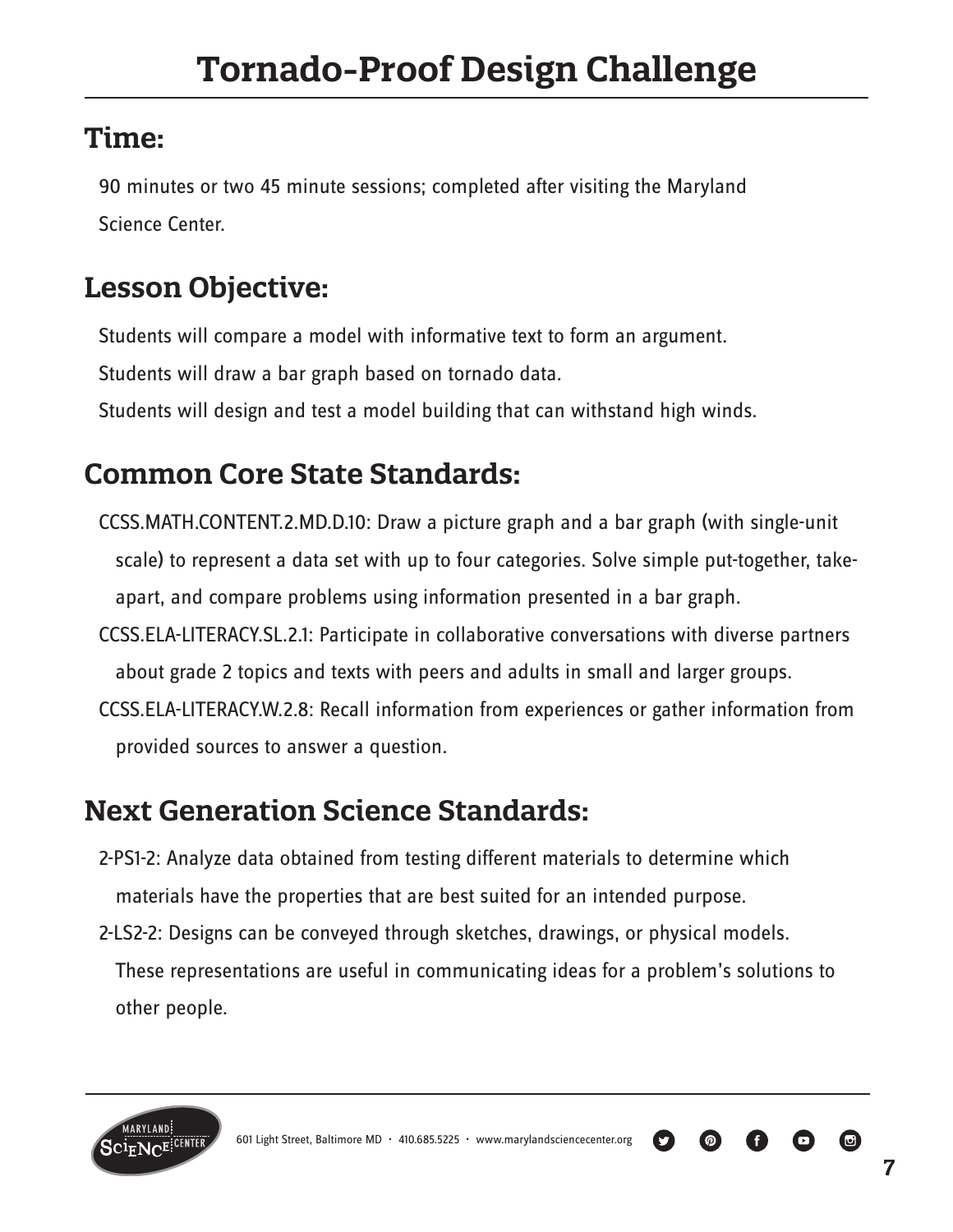# Tornado-Proof Design Challenge

## Time:

90 minutes or two 45 minute sessions; completed after visiting the Maryland Science Center.

## Lesson Objective:

Students will compare a model with informative text to form an argument.

Students will draw a bar graph based on tornado data.

Students will design and test a model building that can withstand high winds.

## Common Core State Standards:

CCSS.MATH.CONTENT.2.MD.D.10: Draw a picture graph and a bar graph (with single-unit scale) to represent a data set with up to four categories. Solve simple put-together, take-apart, and compare problems using information presented in a bar graph.

CCSS.ELA-LITERACY.SL.2.1: Participate in collaborative conversations with diverse partners about grade 2 topics and texts with peers and adults in small and larger groups.

CCSS.ELA-LITERACY.W.2.8: Recall information from experiences or gather information from provided sources to answer a question.

## Next Generation Science Standards:

2-PS1-2: Analyze data obtained from testing different materials to determine which materials have the properties that are best suited for an intended purpose.

2-LS2-2: Designs can be conveyed through sketches, drawings, or physical models. These representations are useful in communicating ideas for a problem's solutions to other people.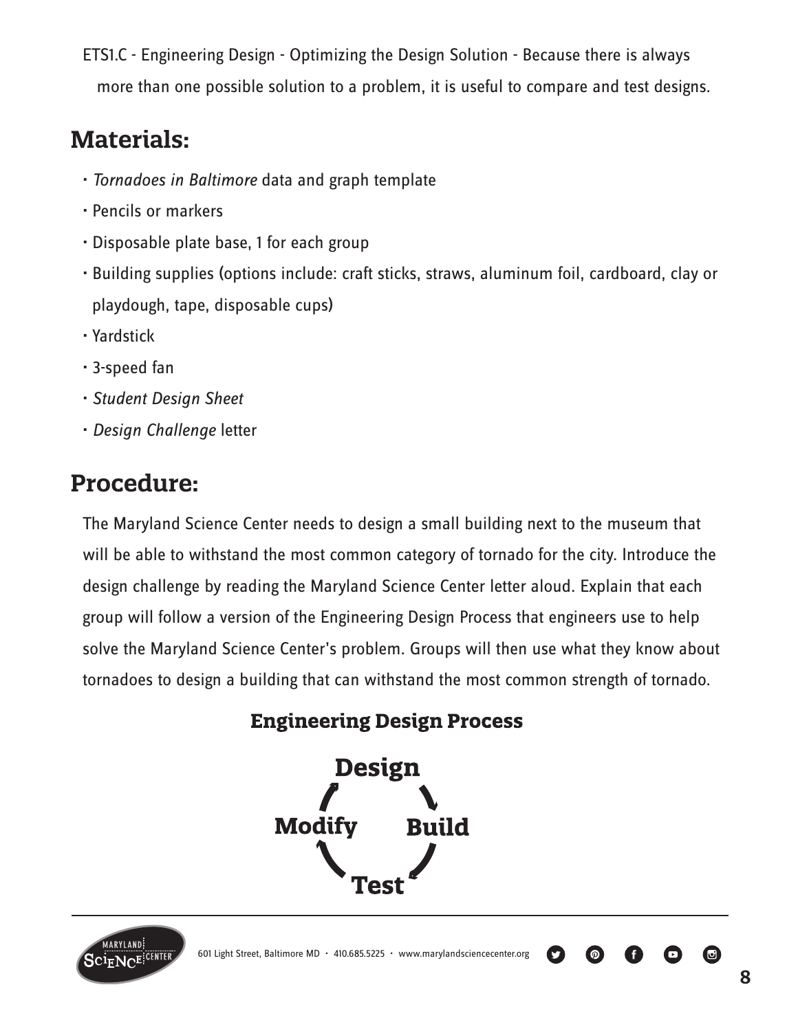ETS1.C - Engineering Design - Optimizing the Design Solution - Because there is always more than one possible solution to a problem, it is useful to compare and test designs.

## Materials:

- *Tornadoes in Baltimore* data and graph template
- Pencils or markers
- Disposable plate base, 1 for each group
- Building supplies (options include: craft sticks, straws, aluminum foil, cardboard, clay or playdough, tape, disposable cups)
- Yardstick
- 3-speed fan
- *Student Design Sheet*
- *Design Challenge* letter

## Procedure:

The Maryland Science Center needs to design a small building next to the museum that will be able to withstand the most common category of tornado for the city. Introduce the design challenge by reading the Maryland Science Center letter aloud. Explain that each group will follow a version of the Engineering Design Process that engineers use to help solve the Maryland Science Center's problem. Groups will then use what they know about tornadoes to design a building that can withstand the most common strength of tornado.

### Engineering Design Process

Design → Build → Test → Modify → Design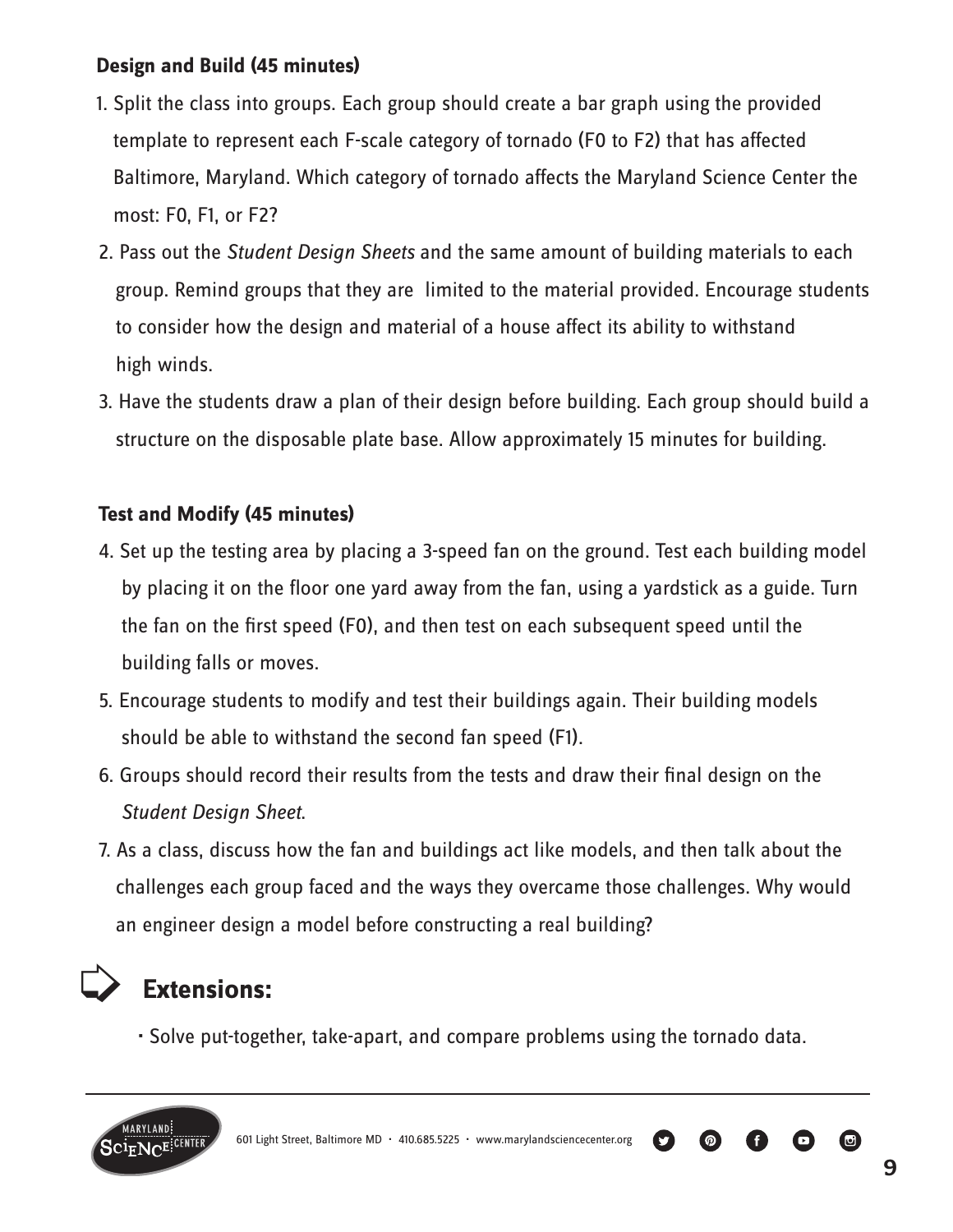### Design and Build (45 minutes)

1. Split the class into groups. Each group should create a bar graph using the provided template to represent each F-scale category of tornado (F0 to F2) that has affected Baltimore, Maryland. Which category of tornado affects the Maryland Science Center the most: F0, F1, or F2?
2. Pass out the *Student Design Sheets* and the same amount of building materials to each group. Remind groups that they are limited to the material provided. Encourage students to consider how the design and material of a house affect its ability to withstand high winds.
3. Have the students draw a plan of their design before building. Each group should build a structure on the disposable plate base. Allow approximately 15 minutes for building.

### Test and Modify (45 minutes)

4. Set up the testing area by placing a 3-speed fan on the ground. Test each building model by placing it on the floor one yard away from the fan, using a yardstick as a guide. Turn the fan on the first speed (F0), and then test on each subsequent speed until the building falls or moves.
5. Encourage students to modify and test their buildings again. Their building models should be able to withstand the second fan speed (F1).
6. Groups should record their results from the tests and draw their final design on the *Student Design Sheet*.
7. As a class, discuss how the fan and buildings act like models, and then talk about the challenges each group faced and the ways they overcame those challenges. Why would an engineer design a model before constructing a real building?

## Extensions:

- Solve put-together, take-apart, and compare problems using the tornado data.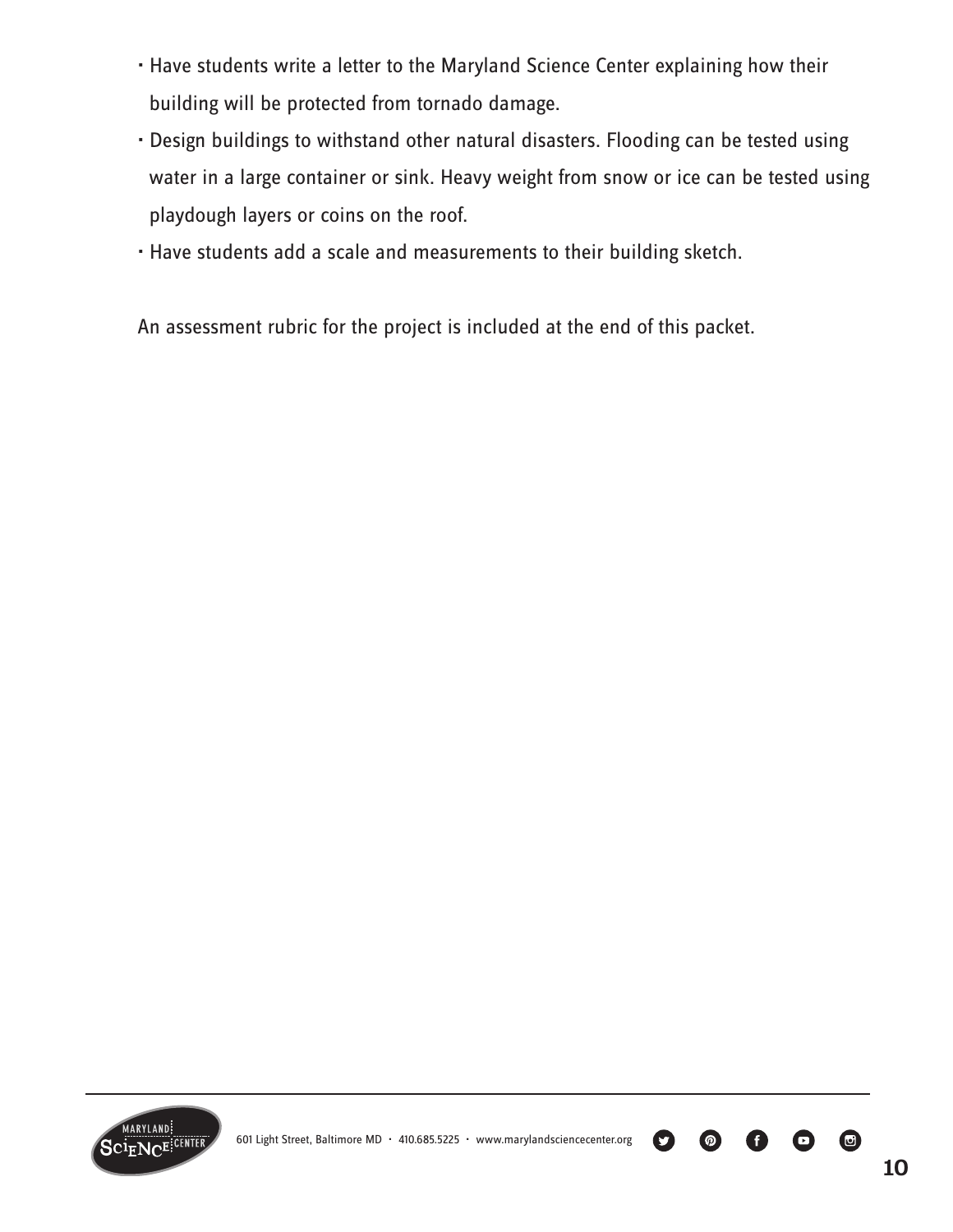- Have students write a letter to the Maryland Science Center explaining how their building will be protected from tornado damage.
- Design buildings to withstand other natural disasters. Flooding can be tested using water in a large container or sink. Heavy weight from snow or ice can be tested using playdough layers or coins on the roof.
- Have students add a scale and measurements to their building sketch.

An assessment rubric for the project is included at the end of this packet.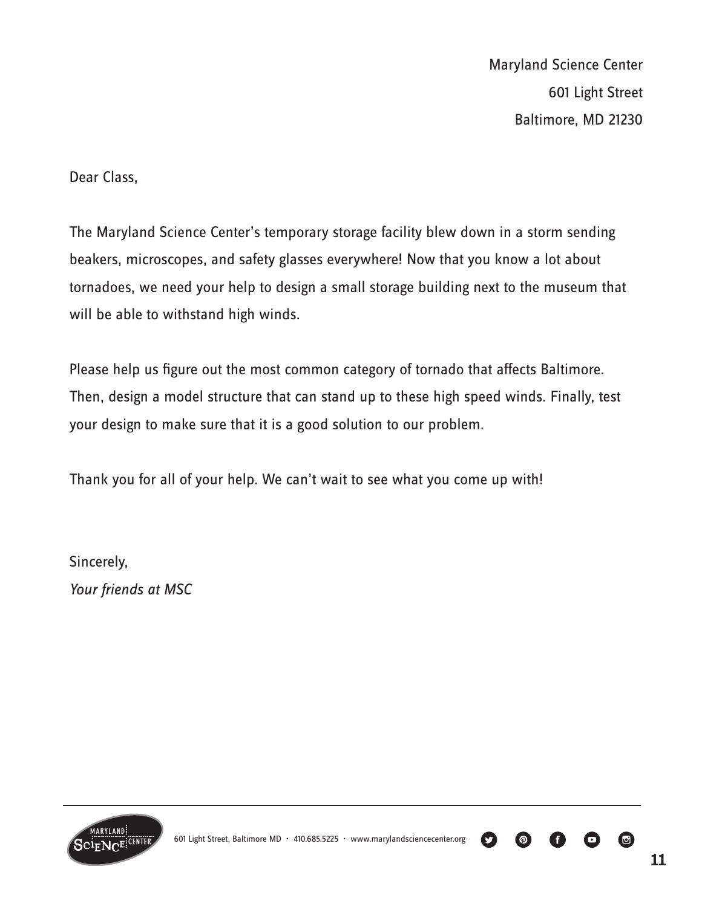Maryland Science Center
601 Light Street
Baltimore, MD 21230

Dear Class,

The Maryland Science Center's temporary storage facility blew down in a storm sending beakers, microscopes, and safety glasses everywhere! Now that you know a lot about tornadoes, we need your help to design a small storage building next to the museum that will be able to withstand high winds.

Please help us figure out the most common category of tornado that affects Baltimore. Then, design a model structure that can stand up to these high speed winds. Finally, test your design to make sure that it is a good solution to our problem.

Thank you for all of your help. We can't wait to see what you come up with!

Sincerely,
*Your friends at MSC*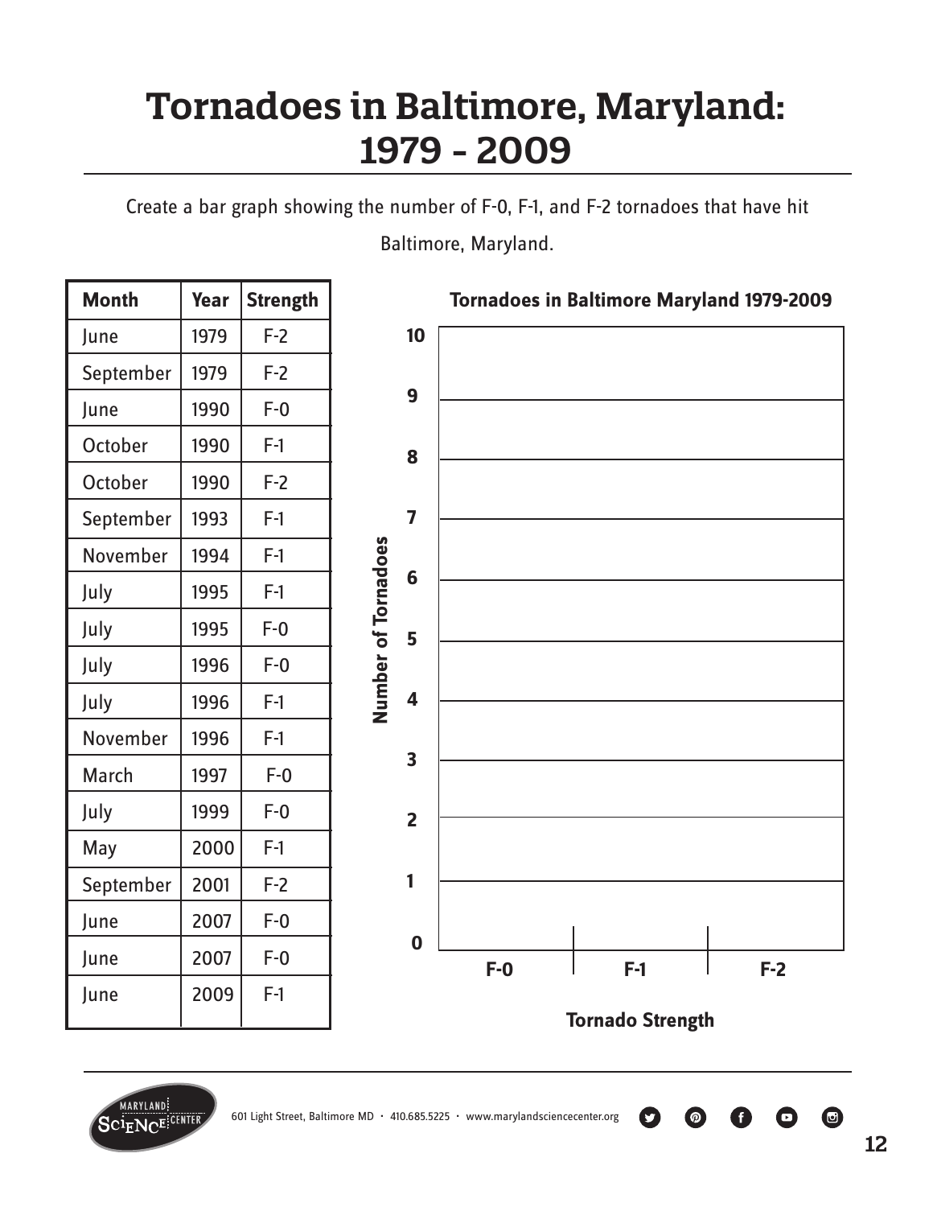# Tornadoes in Baltimore, Maryland: 1979 - 2009

Create a bar graph showing the number of F-0, F-1, and F-2 tornadoes that have hit Baltimore, Maryland.

| Month | Year | Strength |
|---|---|---|
| June | 1979 | F-2 |
| September | 1979 | F-2 |
| June | 1990 | F-0 |
| October | 1990 | F-1 |
| October | 1990 | F-2 |
| September | 1993 | F-1 |
| November | 1994 | F-1 |
| July | 1995 | F-1 |
| July | 1995 | F-0 |
| July | 1996 | F-0 |
| July | 1996 | F-1 |
| November | 1996 | F-1 |
| March | 1997 | F-0 |
| July | 1999 | F-0 |
| May | 2000 | F-1 |
| September | 2001 | F-2 |
| June | 2007 | F-0 |
| June | 2007 | F-0 |
| June | 2009 | F-1 |

**Tornadoes in Baltimore Maryland 1979-2009**

Number of Tornadoes: 0, 1, 2, 3, 4, 5, 6, 7, 8, 9, 10

Tornado Strength: F-0, F-1, F-2

601 Light Street, Baltimore MD · 410.685.5225 · www.marylandsciencecenter.org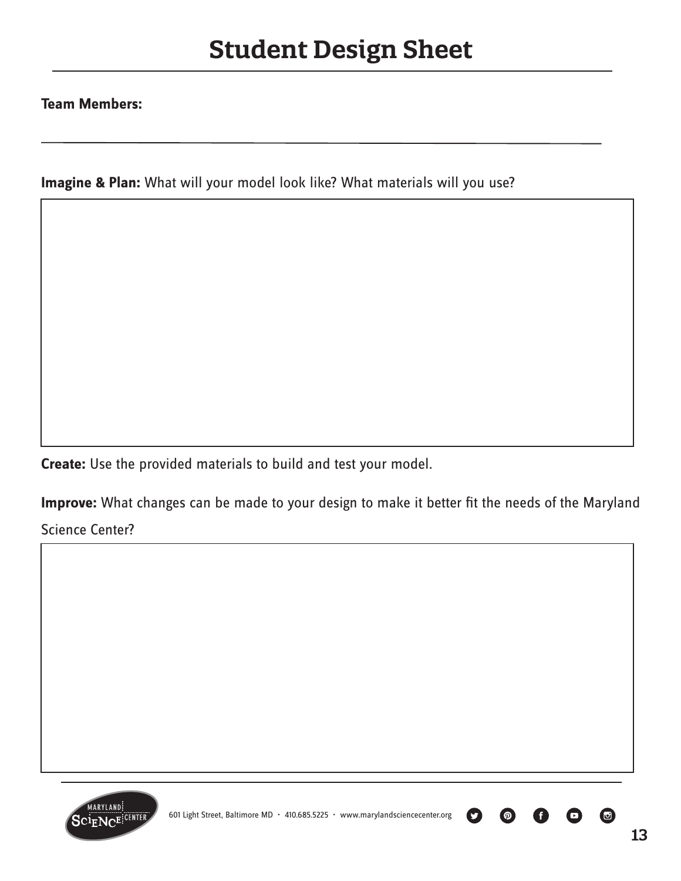# Student Design Sheet

**Team Members:**

**Imagine & Plan:** What will your model look like? What materials will you use?

**Create:** Use the provided materials to build and test your model.

**Improve:** What changes can be made to your design to make it better fit the needs of the Maryland Science Center?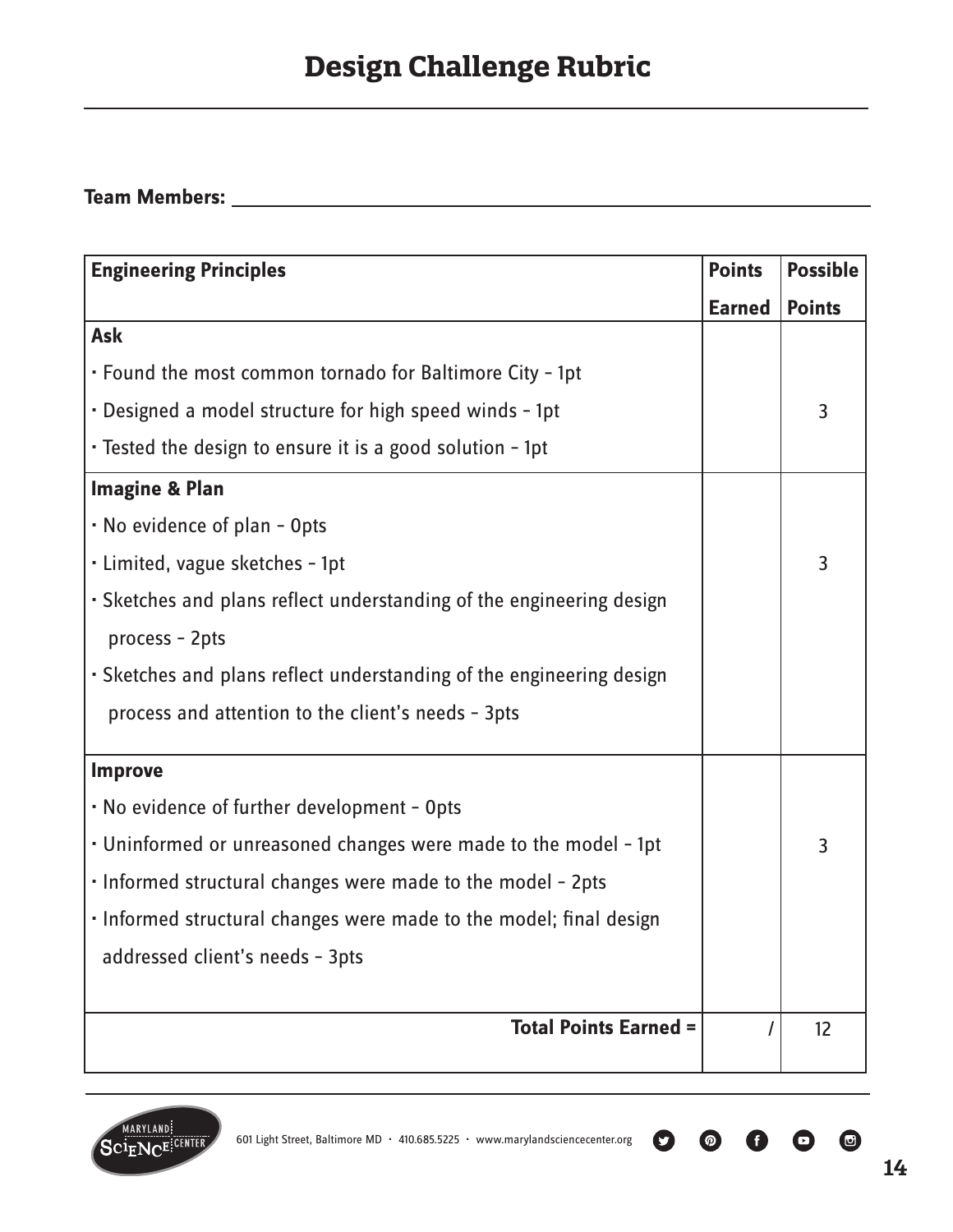# Design Challenge Rubric

**Team Members:** ______________________________

| **Engineering Principles** | **Points Earned** | **Possible Points** |
|---|---|---|
| **Ask**<br>· Found the most common tornado for Baltimore City - 1pt<br>· Designed a model structure for high speed winds - 1pt<br>· Tested the design to ensure it is a good solution - 1pt | | 3 |
| **Imagine & Plan**<br>· No evidence of plan - 0pts<br>· Limited, vague sketches - 1pt<br>· Sketches and plans reflect understanding of the engineering design process - 2pts<br>· Sketches and plans reflect understanding of the engineering design process and attention to the client's needs - 3pts | | 3 |
| **Improve**<br>· No evidence of further development - 0pts<br>· Uninformed or unreasoned changes were made to the model - 1pt<br>· Informed structural changes were made to the model - 2pts<br>· Informed structural changes were made to the model; final design addressed client's needs - 3pts | | 3 |
| **Total Points Earned =** | / | 12 |

601 Light Street, Baltimore MD · 410.685.5225 · www.marylandsciencecenter.org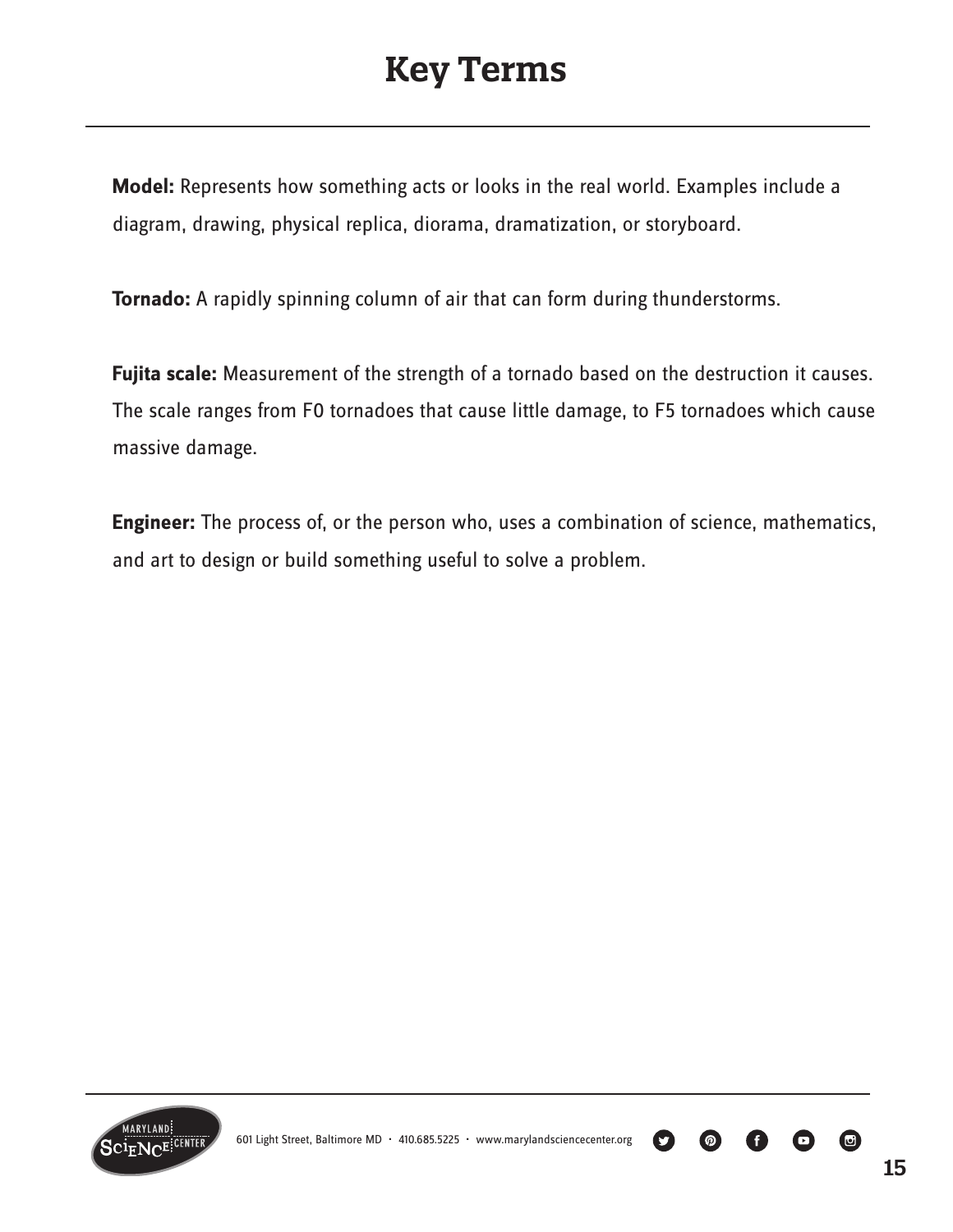# Key Terms

**Model:** Represents how something acts or looks in the real world. Examples include a diagram, drawing, physical replica, diorama, dramatization, or storyboard.

**Tornado:** A rapidly spinning column of air that can form during thunderstorms.

**Fujita scale:** Measurement of the strength of a tornado based on the destruction it causes. The scale ranges from F0 tornadoes that cause little damage, to F5 tornadoes which cause massive damage.

**Engineer:** The process of, or the person who, uses a combination of science, mathematics, and art to design or build something useful to solve a problem.